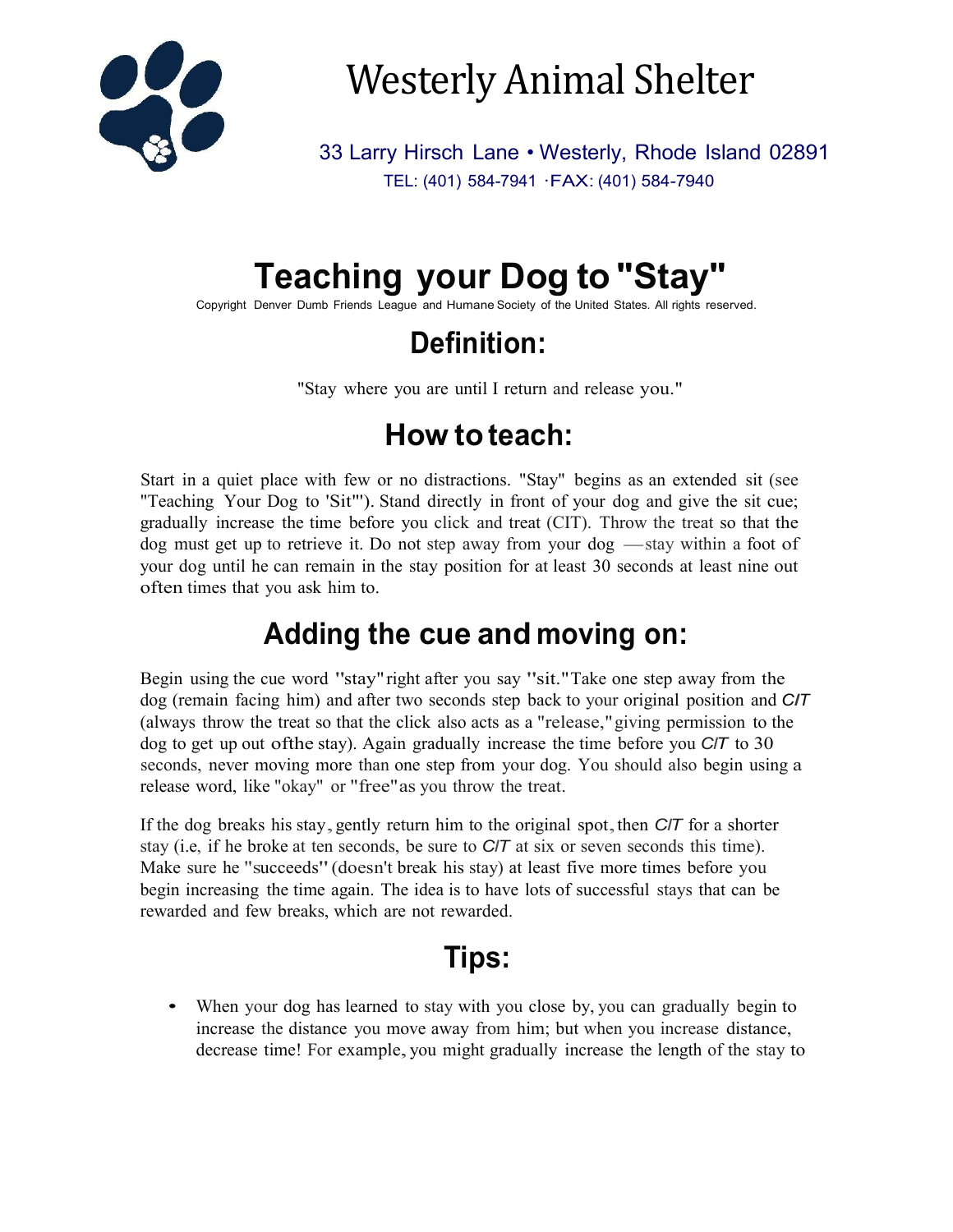# Westerly Animal Shelter

33 Larry Hirsch Lane • Westerly, Rhode Island 02891
TEL: (401) 584-7941 ·FAX: (401) 584-7940

# Teaching your Dog to "Stay"

Copyright Denver Dumb Friends League and Humane Society of the United States. All rights reserved.

## Definition:

"Stay where you are until I return and release you."

## How to teach:

Start in a quiet place with few or no distractions. "Stay" begins as an extended sit (see "Teaching Your Dog to 'Sit'"). Stand directly in front of your dog and give the sit cue; gradually increase the time before you click and treat (CIT). Throw the treat so that the dog must get up to retrieve it. Do not step away from your dog —stay within a foot of your dog until he can remain in the stay position for at least 30 seconds at least nine out often times that you ask him to.

## Adding the cue and moving on:

Begin using the cue word "stay" right after you say "sit." Take one step away from the dog (remain facing him) and after two seconds step back to your original position and *C/T* (always throw the treat so that the click also acts as a "release," giving permission to the dog to get up out ofthe stay). Again gradually increase the time before you *C/T* to 30 seconds, never moving more than one step from your dog. You should also begin using a release word, like "okay" or "free" as you throw the treat.

If the dog breaks his stay, gently return him to the original spot, then *C/T* for a shorter stay (i.e, if he broke at ten seconds, be sure to *C/T* at six or seven seconds this time). Make sure he "succeeds" (doesn't break his stay) at least five more times before you begin increasing the time again. The idea is to have lots of successful stays that can be rewarded and few breaks, which are not rewarded.

## Tips:

- When your dog has learned to stay with you close by, you can gradually begin to increase the distance you move away from him; but when you increase distance, decrease time! For example, you might gradually increase the length of the stay to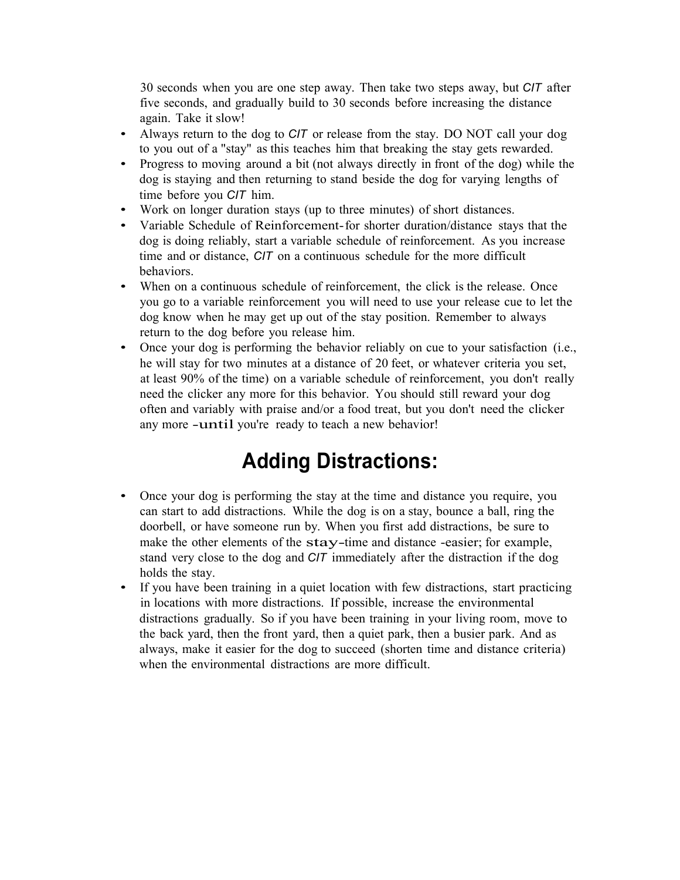30 seconds when you are one step away. Then take two steps away, but *C/T* after five seconds, and gradually build to 30 seconds before increasing the distance again. Take it slow!

- Always return to the dog to *C/T* or release from the stay. DO NOT call your dog to you out of a "stay" as this teaches him that breaking the stay gets rewarded.
- Progress to moving around a bit (not always directly in front of the dog) while the dog is staying and then returning to stand beside the dog for varying lengths of time before you *C/T* him.
- Work on longer duration stays (up to three minutes) of short distances.
- Variable Schedule of Reinforcement- for shorter duration/distance stays that the dog is doing reliably, start a variable schedule of reinforcement. As you increase time and or distance, *C/T* on a continuous schedule for the more difficult behaviors.
- When on a continuous schedule of reinforcement, the click is the release. Once you go to a variable reinforcement you will need to use your release cue to let the dog know when he may get up out of the stay position. Remember to always return to the dog before you release him.
- Once your dog is performing the behavior reliably on cue to your satisfaction (i.e., he will stay for two minutes at a distance of 20 feet, or whatever criteria you set, at least 90% of the time) on a variable schedule of reinforcement, you don't really need the clicker any more for this behavior. You should still reward your dog often and variably with praise and/or a food treat, but you don't need the clicker any more -until you're ready to teach a new behavior!

## Adding Distractions:

- Once your dog is performing the stay at the time and distance you require, you can start to add distractions. While the dog is on a stay, bounce a ball, ring the doorbell, or have someone run by. When you first add distractions, be sure to make the other elements of the stay-time and distance -easier; for example, stand very close to the dog and *C/T* immediately after the distraction if the dog holds the stay.
- If you have been training in a quiet location with few distractions, start practicing in locations with more distractions. If possible, increase the environmental distractions gradually. So if you have been training in your living room, move to the back yard, then the front yard, then a quiet park, then a busier park. And as always, make it easier for the dog to succeed (shorten time and distance criteria) when the environmental distractions are more difficult.